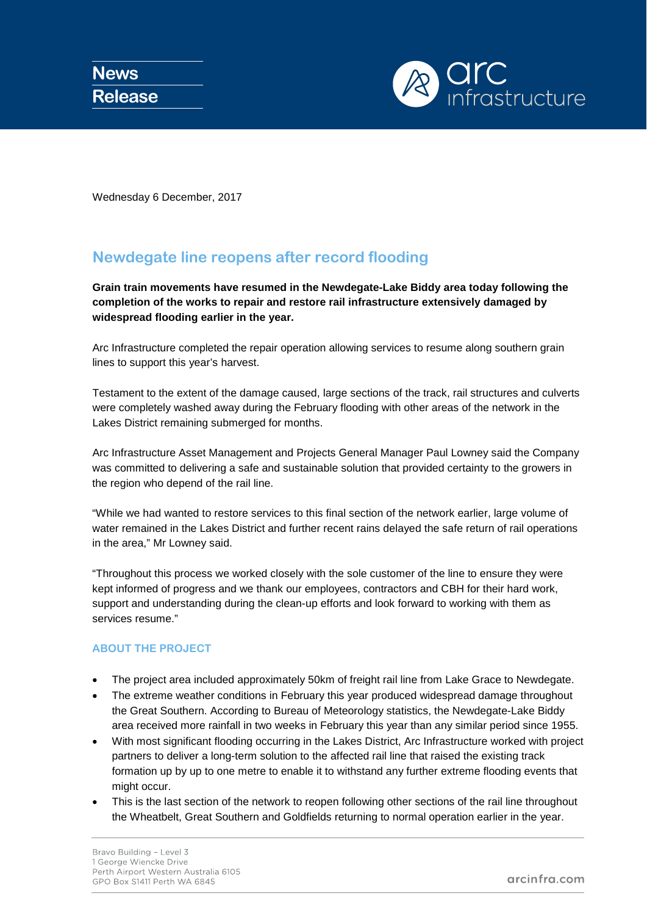News Release

Wednesday 6 December, 2017

## Newdegate line reopens after record flooding

**Grain train movements have resumed in the Newdegate-Lake Biddy area today following the completion of the works to repair and restore rail infrastructure extensively damaged by widespread flooding earlier in the year.**

Arc Infrastructure completed the repair operation allowing services to resume along southern grain lines to support this year's harvest.

Testament to the extent of the damage caused, large sections of the track, rail structures and culverts were completely washed away during the February flooding with other areas of the network in the Lakes District remaining submerged for months.

Arc Infrastructure Asset Management and Projects General Manager Paul Lowney said the Company was committed to delivering a safe and sustainable solution that provided certainty to the growers in the region who depend of the rail line.

"While we had wanted to restore services to this final section of the network earlier, large volume of water remained in the Lakes District and further recent rains delayed the safe return of rail operations in the area," Mr Lowney said.

"Throughout this process we worked closely with the sole customer of the line to ensure they were kept informed of progress and we thank our employees, contractors and CBH for their hard work, support and understanding during the clean-up efforts and look forward to working with them as services resume."

### ABOUT THE PROJECT

- The project area included approximately 50km of freight rail line from Lake Grace to Newdegate.
- The extreme weather conditions in February this year produced widespread damage throughout the Great Southern. According to Bureau of Meteorology statistics, the Newdegate-Lake Biddy area received more rainfall in two weeks in February this year than any similar period since 1955.
- With most significant flooding occurring in the Lakes District, Arc Infrastructure worked with project partners to deliver a long-term solution to the affected rail line that raised the existing track formation up by up to one metre to enable it to withstand any further extreme flooding events that might occur.
- This is the last section of the network to reopen following other sections of the rail line throughout the Wheatbelt, Great Southern and Goldfields returning to normal operation earlier in the year.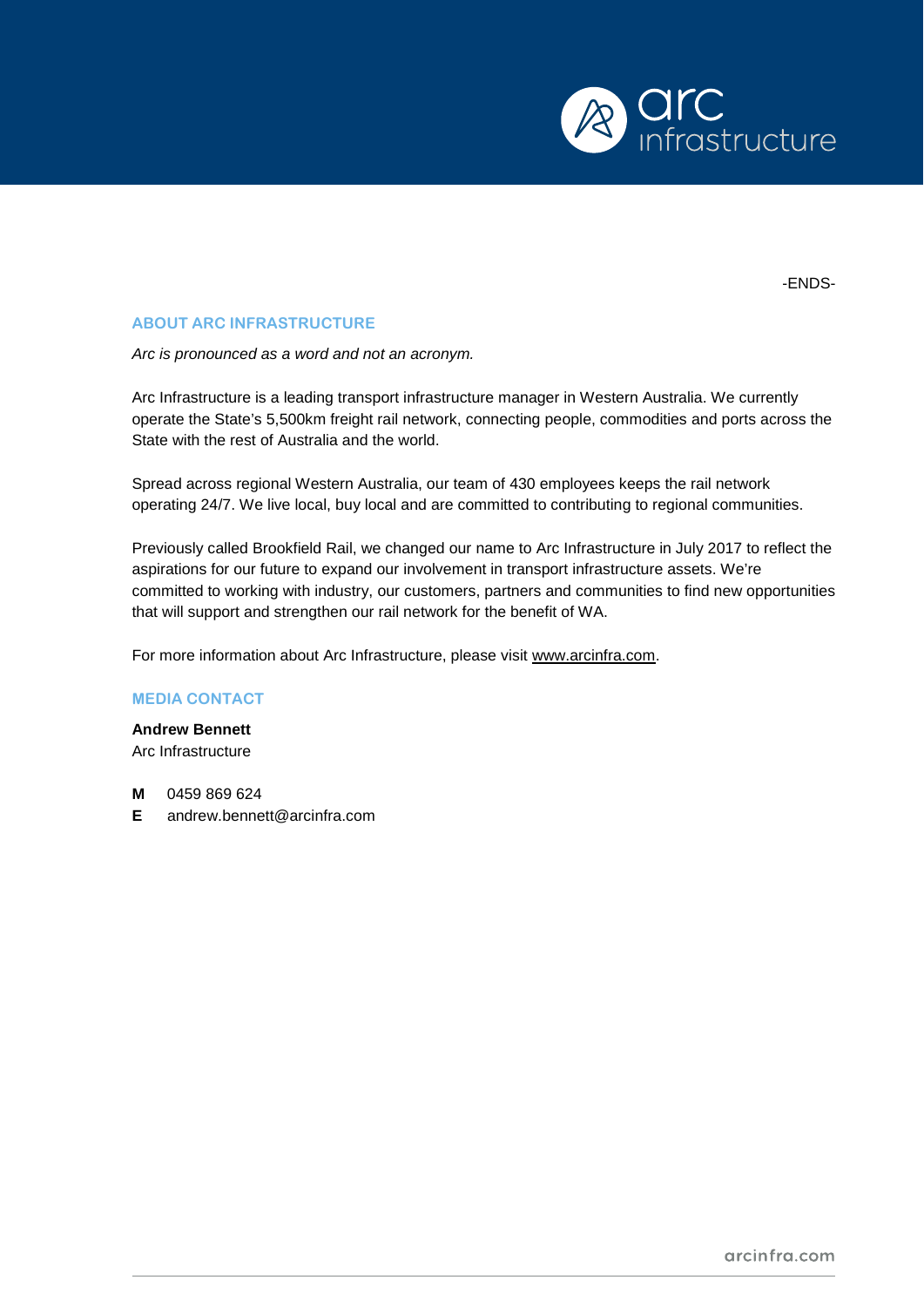-ENDS-

## ABOUT ARC INFRASTRUCTURE

*Arc is pronounced as a word and not an acronym.*

Arc Infrastructure is a leading transport infrastructure manager in Western Australia. We currently operate the State's 5,500km freight rail network, connecting people, commodities and ports across the State with the rest of Australia and the world.

Spread across regional Western Australia, our team of 430 employees keeps the rail network operating 24/7. We live local, buy local and are committed to contributing to regional communities.

Previously called Brookfield Rail, we changed our name to Arc Infrastructure in July 2017 to reflect the aspirations for our future to expand our involvement in transport infrastructure assets. We're committed to working with industry, our customers, partners and communities to find new opportunities that will support and strengthen our rail network for the benefit of WA.

For more information about Arc Infrastructure, please visit www.arcinfra.com.

## MEDIA CONTACT

**Andrew Bennett**
Arc Infrastructure

**M** 0459 869 624
**E** andrew.bennett@arcinfra.com